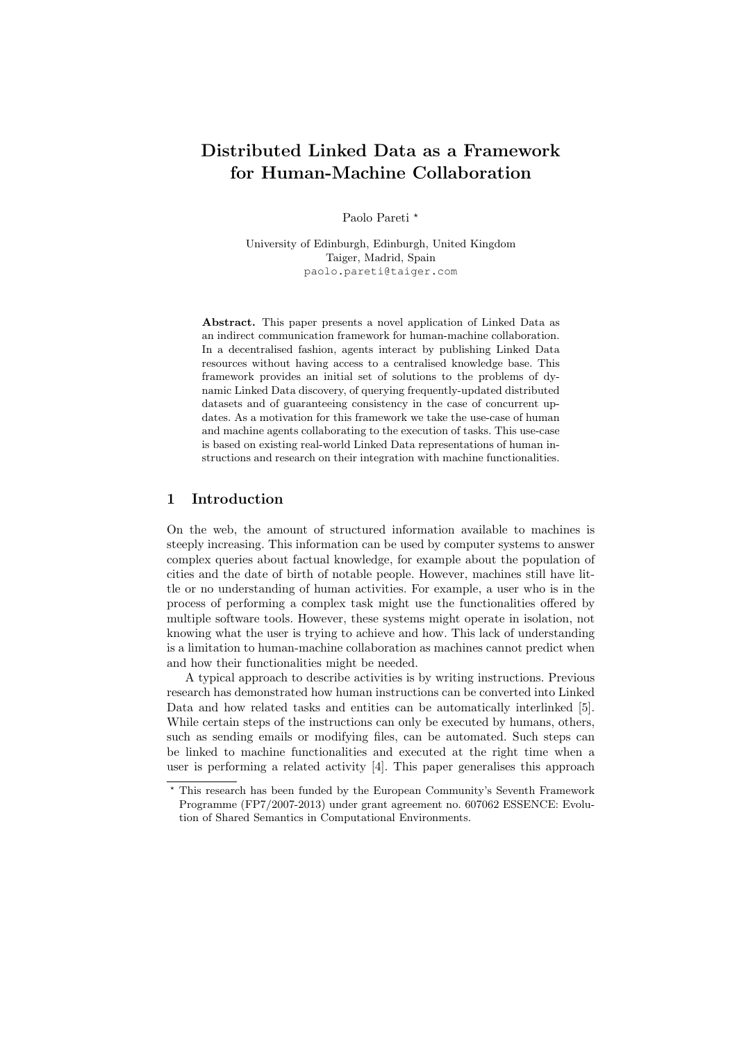# Distributed Linked Data as a Framework for Human-Machine Collaboration

Paolo Pareti *

University of Edinburgh, Edinburgh, United Kingdom
Taiger, Madrid, Spain
paolo.pareti@taiger.com

**Abstract.** This paper presents a novel application of Linked Data as an indirect communication framework for human-machine collaboration. In a decentralised fashion, agents interact by publishing Linked Data resources without having access to a centralised knowledge base. This framework provides an initial set of solutions to the problems of dynamic Linked Data discovery, of querying frequently-updated distributed datasets and of guaranteeing consistency in the case of concurrent updates. As a motivation for this framework we take the use-case of human and machine agents collaborating to the execution of tasks. This use-case is based on existing real-world Linked Data representations of human instructions and research on their integration with machine functionalities.

## 1 Introduction

On the web, the amount of structured information available to machines is steeply increasing. This information can be used by computer systems to answer complex queries about factual knowledge, for example about the population of cities and the date of birth of notable people. However, machines still have little or no understanding of human activities. For example, a user who is in the process of performing a complex task might use the functionalities offered by multiple software tools. However, these systems might operate in isolation, not knowing what the user is trying to achieve and how. This lack of understanding is a limitation to human-machine collaboration as machines cannot predict when and how their functionalities might be needed.

A typical approach to describe activities is by writing instructions. Previous research has demonstrated how human instructions can be converted into Linked Data and how related tasks and entities can be automatically interlinked [5]. While certain steps of the instructions can only be executed by humans, others, such as sending emails or modifying files, can be automated. Such steps can be linked to machine functionalities and executed at the right time when a user is performing a related activity [4]. This paper generalises this approach

* This research has been funded by the European Community's Seventh Framework Programme (FP7/2007-2013) under grant agreement no. 607062 ESSENCE: Evolution of Shared Semantics in Computational Environments.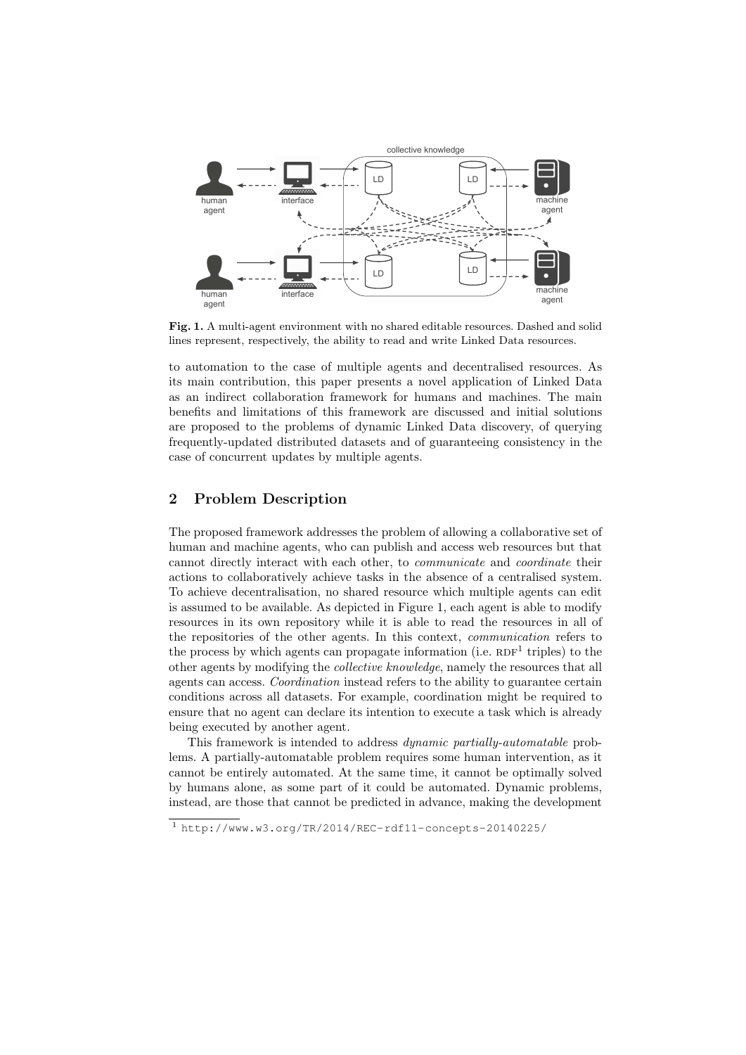Fig. 1. A multi-agent environment with no shared editable resources. Dashed and solid lines represent, respectively, the ability to read and write Linked Data resources.

to automation to the case of multiple agents and decentralised resources. As its main contribution, this paper presents a novel application of Linked Data as an indirect collaboration framework for humans and machines. The main benefits and limitations of this framework are discussed and initial solutions are proposed to the problems of dynamic Linked Data discovery, of querying frequently-updated distributed datasets and of guaranteeing consistency in the case of concurrent updates by multiple agents.

## 2 Problem Description

The proposed framework addresses the problem of allowing a collaborative set of human and machine agents, who can publish and access web resources but that cannot directly interact with each other, to *communicate* and *coordinate* their actions to collaboratively achieve tasks in the absence of a centralised system. To achieve decentralisation, no shared resource which multiple agents can edit is assumed to be available. As depicted in Figure 1, each agent is able to modify resources in its own repository while it is able to read the resources in all of the repositories of the other agents. In this context, *communication* refers to the process by which agents can propagate information (i.e. RDF[1] triples) to the other agents by modifying the *collective knowledge*, namely the resources that all agents can access. *Coordination* instead refers to the ability to guarantee certain conditions across all datasets. For example, coordination might be required to ensure that no agent can declare its intention to execute a task which is already being executed by another agent.

This framework is intended to address *dynamic partially-automatable* problems. A partially-automatable problem requires some human intervention, as it cannot be entirely automated. At the same time, it cannot be optimally solved by humans alone, as some part of it could be automated. Dynamic problems, instead, are those that cannot be predicted in advance, making the development

[1] http://www.w3.org/TR/2014/REC-rdf11-concepts-20140225/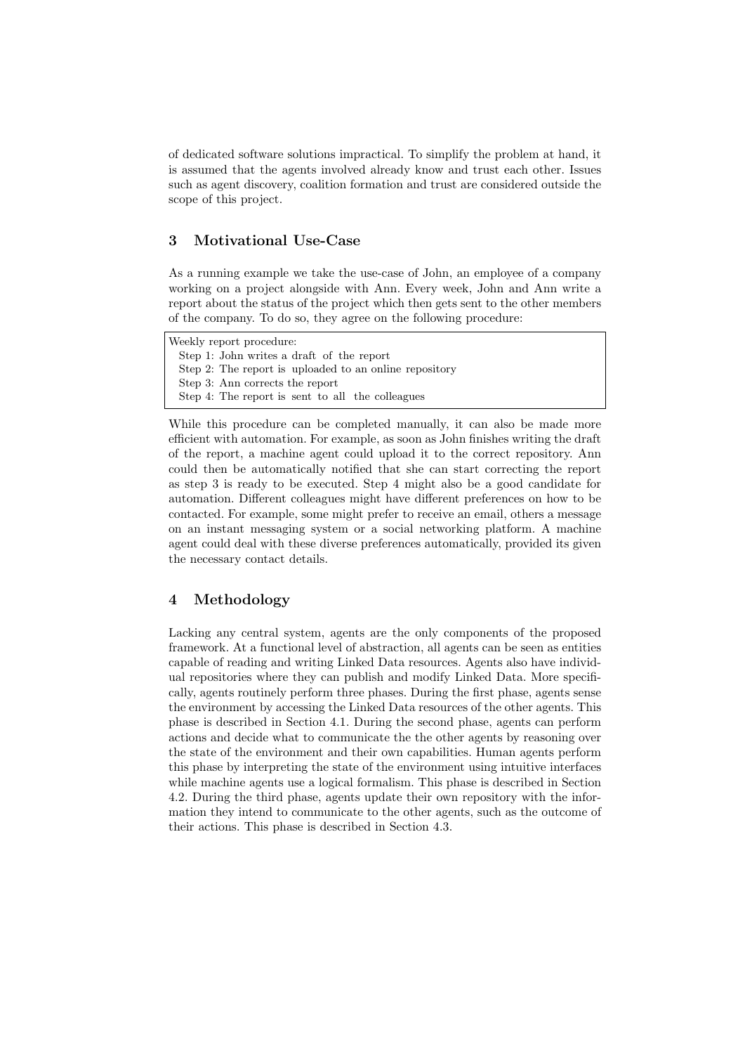of dedicated software solutions impractical. To simplify the problem at hand, it is assumed that the agents involved already know and trust each other. Issues such as agent discovery, coalition formation and trust are considered outside the scope of this project.

## 3 Motivational Use-Case

As a running example we take the use-case of John, an employee of a company working on a project alongside with Ann. Every week, John and Ann write a report about the status of the project which then gets sent to the other members of the company. To do so, they agree on the following procedure:

```
Weekly report procedure:
  Step 1: John writes a draft of the report
  Step 2: The report is uploaded to an online repository
  Step 3: Ann corrects the report
  Step 4: The report is sent to all the colleagues
```

While this procedure can be completed manually, it can also be made more efficient with automation. For example, as soon as John finishes writing the draft of the report, a machine agent could upload it to the correct repository. Ann could then be automatically notified that she can start correcting the report as step 3 is ready to be executed. Step 4 might also be a good candidate for automation. Different colleagues might have different preferences on how to be contacted. For example, some might prefer to receive an email, others a message on an instant messaging system or a social networking platform. A machine agent could deal with these diverse preferences automatically, provided its given the necessary contact details.

## 4 Methodology

Lacking any central system, agents are the only components of the proposed framework. At a functional level of abstraction, all agents can be seen as entities capable of reading and writing Linked Data resources. Agents also have individual repositories where they can publish and modify Linked Data. More specifically, agents routinely perform three phases. During the first phase, agents sense the environment by accessing the Linked Data resources of the other agents. This phase is described in Section 4.1. During the second phase, agents can perform actions and decide what to communicate the the other agents by reasoning over the state of the environment and their own capabilities. Human agents perform this phase by interpreting the state of the environment using intuitive interfaces while machine agents use a logical formalism. This phase is described in Section 4.2. During the third phase, agents update their own repository with the information they intend to communicate to the other agents, such as the outcome of their actions. This phase is described in Section 4.3.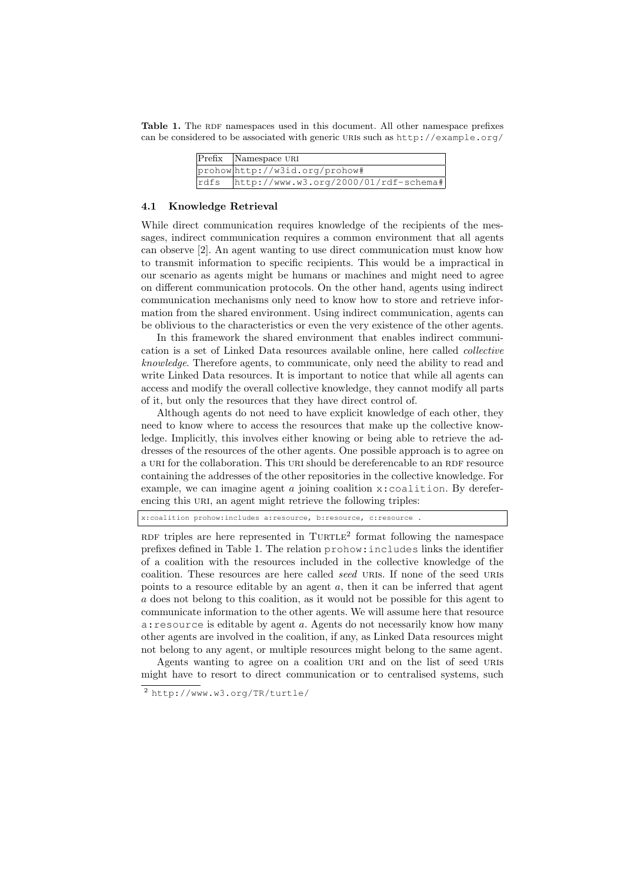**Table 1.** The RDF namespaces used in this document. All other namespace prefixes can be considered to be associated with generic URIs such as `http://example.org/`

| Prefix | Namespace URI |
| --- | --- |
| prohow | http://w3id.org/prohow# |
| rdfs | http://www.w3.org/2000/01/rdf-schema# |

### 4.1 Knowledge Retrieval

While direct communication requires knowledge of the recipients of the messages, indirect communication requires a common environment that all agents can observe [2]. An agent wanting to use direct communication must know how to transmit information to specific recipients. This would be a impractical in our scenario as agents might be humans or machines and might need to agree on different communication protocols. On the other hand, agents using indirect communication mechanisms only need to know how to store and retrieve information from the shared environment. Using indirect communication, agents can be oblivious to the characteristics or even the very existence of the other agents.

In this framework the shared environment that enables indirect communication is a set of Linked Data resources available online, here called *collective knowledge*. Therefore agents, to communicate, only need the ability to read and write Linked Data resources. It is important to notice that while all agents can access and modify the overall collective knowledge, they cannot modify all parts of it, but only the resources that they have direct control of.

Although agents do not need to have explicit knowledge of each other, they need to know where to access the resources that make up the collective knowledge. Implicitly, this involves either knowing or being able to retrieve the addresses of the resources of the other agents. One possible approach is to agree on a URI for the collaboration. This URI should be dereferencable to an RDF resource containing the addresses of the other repositories in the collective knowledge. For example, we can imagine agent $a$ joining coalition `x:coalition`. By dereferencing this URI, an agent might retrieve the following triples:

```
x:coalition prohow:includes a:resource, b:resource, c:resource .
```

RDF triples are here represented in TURTLE[2] format following the namespace prefixes defined in Table 1. The relation `prohow:includes` links the identifier of a coalition with the resources included in the collective knowledge of the coalition. These resources are here called *seed* URIs. If none of the seed URIs points to a resource editable by an agent $a$, then it can be inferred that agent $a$ does not belong to this coalition, as it would not be possible for this agent to communicate information to the other agents. We will assume here that resource `a:resource` is editable by agent $a$. Agents do not necessarily know how many other agents are involved in the coalition, if any, as Linked Data resources might not belong to any agent, or multiple resources might belong to the same agent.

Agents wanting to agree on a coalition URI and on the list of seed URIs might have to resort to direct communication or to centralised systems, such

[2] http://www.w3.org/TR/turtle/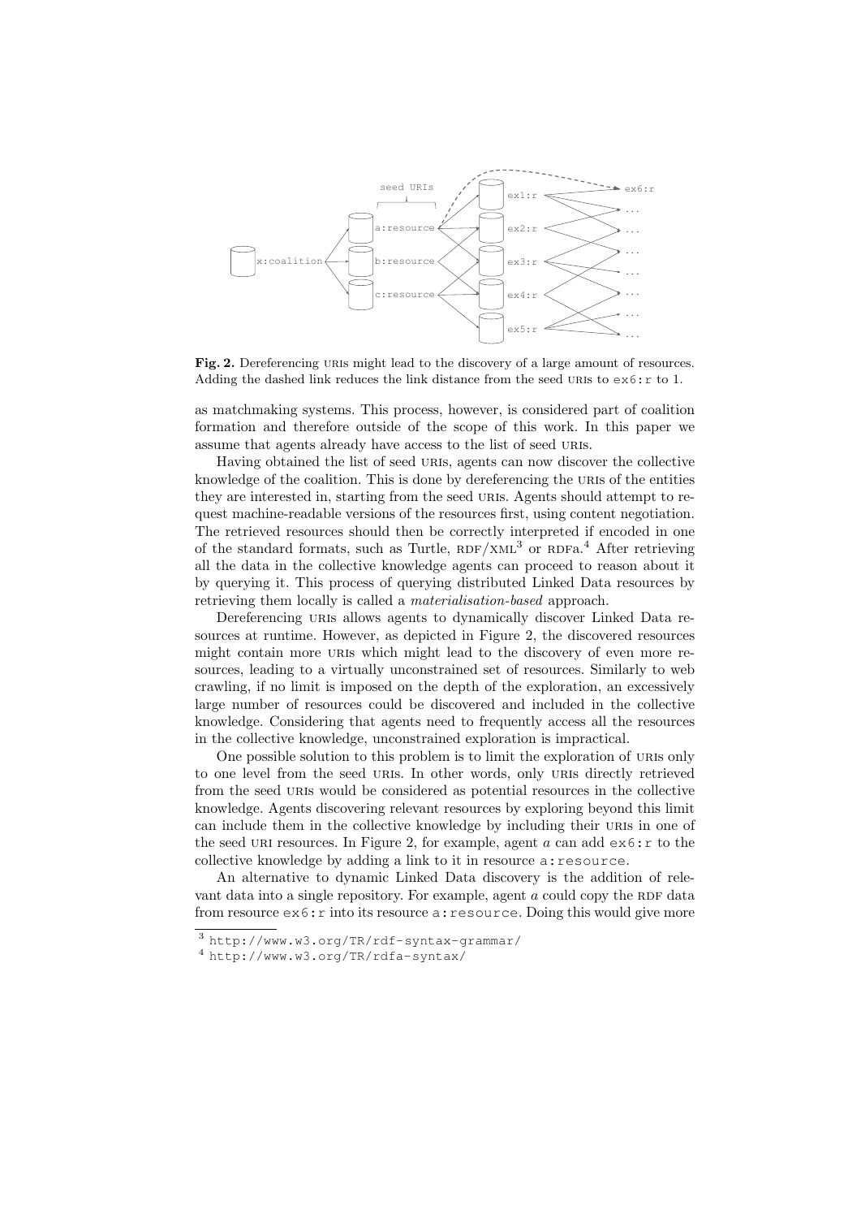**Fig. 2.** Dereferencing URIs might lead to the discovery of a large amount of resources. Adding the dashed link reduces the link distance from the seed URIs to `ex6:r` to 1.

as matchmaking systems. This process, however, is considered part of coalition formation and therefore outside of the scope of this work. In this paper we assume that agents already have access to the list of seed URIs.

Having obtained the list of seed URIs, agents can now discover the collective knowledge of the coalition. This is done by dereferencing the URIs of the entities they are interested in, starting from the seed URIs. Agents should attempt to request machine-readable versions of the resources first, using content negotiation. The retrieved resources should then be correctly interpreted if encoded in one of the standard formats, such as Turtle, RDF/XML[3] or RDFa.[4] After retrieving all the data in the collective knowledge agents can proceed to reason about it by querying it. This process of querying distributed Linked Data resources by retrieving them locally is called a *materialisation-based* approach.

Dereferencing URIs allows agents to dynamically discover Linked Data resources at runtime. However, as depicted in Figure 2, the discovered resources might contain more URIs which might lead to the discovery of even more resources, leading to a virtually unconstrained set of resources. Similarly to web crawling, if no limit is imposed on the depth of the exploration, an excessively large number of resources could be discovered and included in the collective knowledge. Considering that agents need to frequently access all the resources in the collective knowledge, unconstrained exploration is impractical.

One possible solution to this problem is to limit the exploration of URIs only to one level from the seed URIs. In other words, only URIs directly retrieved from the seed URIs would be considered as potential resources in the collective knowledge. Agents discovering relevant resources by exploring beyond this limit can include them in the collective knowledge by including their URIs in one of the seed URI resources. In Figure 2, for example, agent *a* can add `ex6:r` to the collective knowledge by adding a link to it in resource `a:resource`.

An alternative to dynamic Linked Data discovery is the addition of relevant data into a single repository. For example, agent *a* could copy the RDF data from resource `ex6:r` into its resource `a:resource`. Doing this would give more

[3] http://www.w3.org/TR/rdf-syntax-grammar/

[4] http://www.w3.org/TR/rdfa-syntax/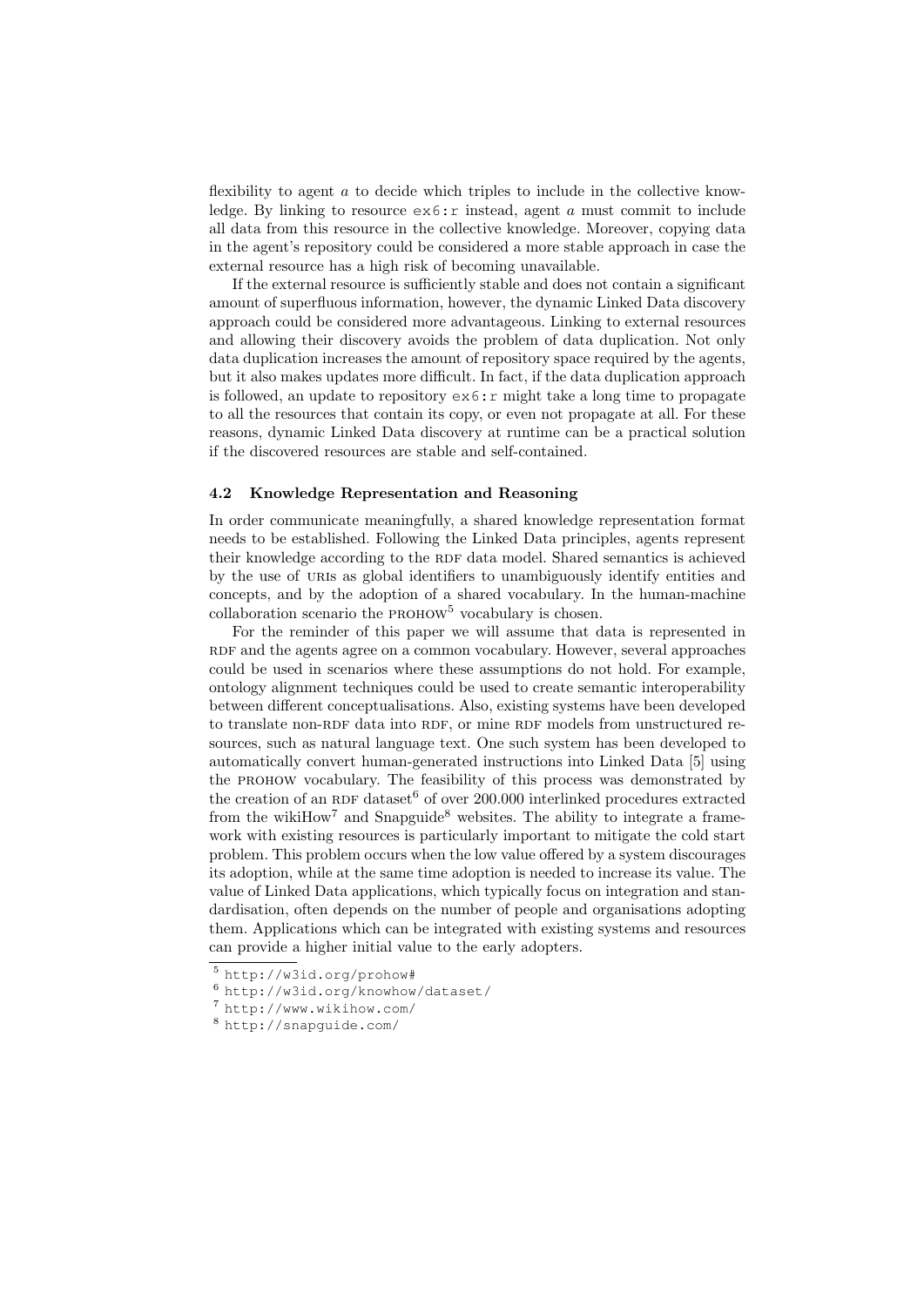flexibility to agent $a$ to decide which triples to include in the collective knowledge. By linking to resource `ex6:r` instead, agent $a$ must commit to include all data from this resource in the collective knowledge. Moreover, copying data in the agent's repository could be considered a more stable approach in case the external resource has a high risk of becoming unavailable.

If the external resource is sufficiently stable and does not contain a significant amount of superfluous information, however, the dynamic Linked Data discovery approach could be considered more advantageous. Linking to external resources and allowing their discovery avoids the problem of data duplication. Not only data duplication increases the amount of repository space required by the agents, but it also makes updates more difficult. In fact, if the data duplication approach is followed, an update to repository `ex6:r` might take a long time to propagate to all the resources that contain its copy, or even not propagate at all. For these reasons, dynamic Linked Data discovery at runtime can be a practical solution if the discovered resources are stable and self-contained.

### 4.2 Knowledge Representation and Reasoning

In order communicate meaningfully, a shared knowledge representation format needs to be established. Following the Linked Data principles, agents represent their knowledge according to the RDF data model. Shared semantics is achieved by the use of URIs as global identifiers to unambiguously identify entities and concepts, and by the adoption of a shared vocabulary. In the human-machine collaboration scenario the PROHOW[5] vocabulary is chosen.

For the reminder of this paper we will assume that data is represented in RDF and the agents agree on a common vocabulary. However, several approaches could be used in scenarios where these assumptions do not hold. For example, ontology alignment techniques could be used to create semantic interoperability between different conceptualisations. Also, existing systems have been developed to translate non-RDF data into RDF, or mine RDF models from unstructured resources, such as natural language text. One such system has been developed to automatically convert human-generated instructions into Linked Data [5] using the PROHOW vocabulary. The feasibility of this process was demonstrated by the creation of an RDF dataset[6] of over 200.000 interlinked procedures extracted from the wikiHow[7] and Snapguide[8] websites. The ability to integrate a framework with existing resources is particularly important to mitigate the cold start problem. This problem occurs when the low value offered by a system discourages its adoption, while at the same time adoption is needed to increase its value. The value of Linked Data applications, which typically focus on integration and standardisation, often depends on the number of people and organisations adopting them. Applications which can be integrated with existing systems and resources can provide a higher initial value to the early adopters.

[5] http://w3id.org/prohow#

[6] http://w3id.org/knowhow/dataset/

[7] http://www.wikihow.com/

[8] http://snapguide.com/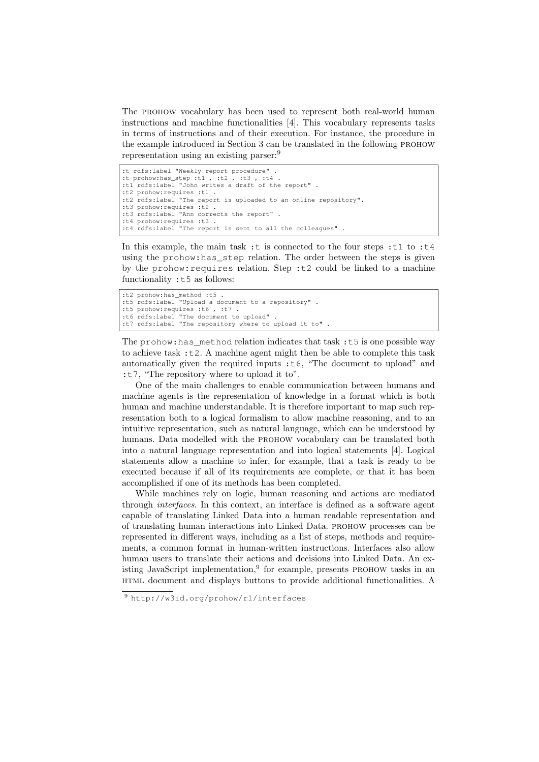The PROHOW vocabulary has been used to represent both real-world human instructions and machine functionalities [4]. This vocabulary represents tasks in terms of instructions and of their execution. For instance, the procedure in the example introduced in Section 3 can be translated in the following PROHOW representation using an existing parser:[9]

```
:t rdfs:label "Weekly report procedure" .
:t prohow:has_step :t1 , :t2 , :t3 , :t4 .
:t1 rdfs:label "John writes a draft of the report" .
:t2 prohow:requires :t1 .
:t2 rdfs:label "The report is uploaded to an online repository".
:t3 prohow:requires :t2 .
:t3 rdfs:label "Ann corrects the report" .
:t4 prohow:requires :t3 .
:t4 rdfs:label "The report is sent to all the colleagues" .
```

In this example, the main task `:t` is connected to the four steps `:t1` to `:t4` using the `prohow:has_step` relation. The order between the steps is given by the `prohow:requires` relation. Step `:t2` could be linked to a machine functionality `:t5` as follows:

```
:t2 prohow:has_method :t5 .
:t5 rdfs:label "Upload a document to a repository" .
:t5 prohow:requires :t6 , :t7 .
:t6 rdfs:label "The document to upload" .
:t7 rdfs:label "The repository where to upload it to" .
```

The `prohow:has_method` relation indicates that task `:t5` is one possible way to achieve task `:t2`. A machine agent might then be able to complete this task automatically given the required inputs `:t6`, "The document to upload" and `:t7`, "The repository where to upload it to".

One of the main challenges to enable communication between humans and machine agents is the representation of knowledge in a format which is both human and machine understandable. It is therefore important to map such representation both to a logical formalism to allow machine reasoning, and to an intuitive representation, such as natural language, which can be understood by humans. Data modelled with the PROHOW vocabulary can be translated both into a natural language representation and into logical statements [4]. Logical statements allow a machine to infer, for example, that a task is ready to be executed because if all of its requirements are complete, or that it has been accomplished if one of its methods has been completed.

While machines rely on logic, human reasoning and actions are mediated through *interfaces*. In this context, an interface is defined as a software agent capable of translating Linked Data into a human readable representation and of translating human interactions into Linked Data. PROHOW processes can be represented in different ways, including as a list of steps, methods and requirements, a common format in human-written instructions. Interfaces also allow human users to translate their actions and decisions into Linked Data. An existing JavaScript implementation,[9] for example, presents PROHOW tasks in an HTML document and displays buttons to provide additional functionalities. A

[9] http://w3id.org/prohow/r1/interfaces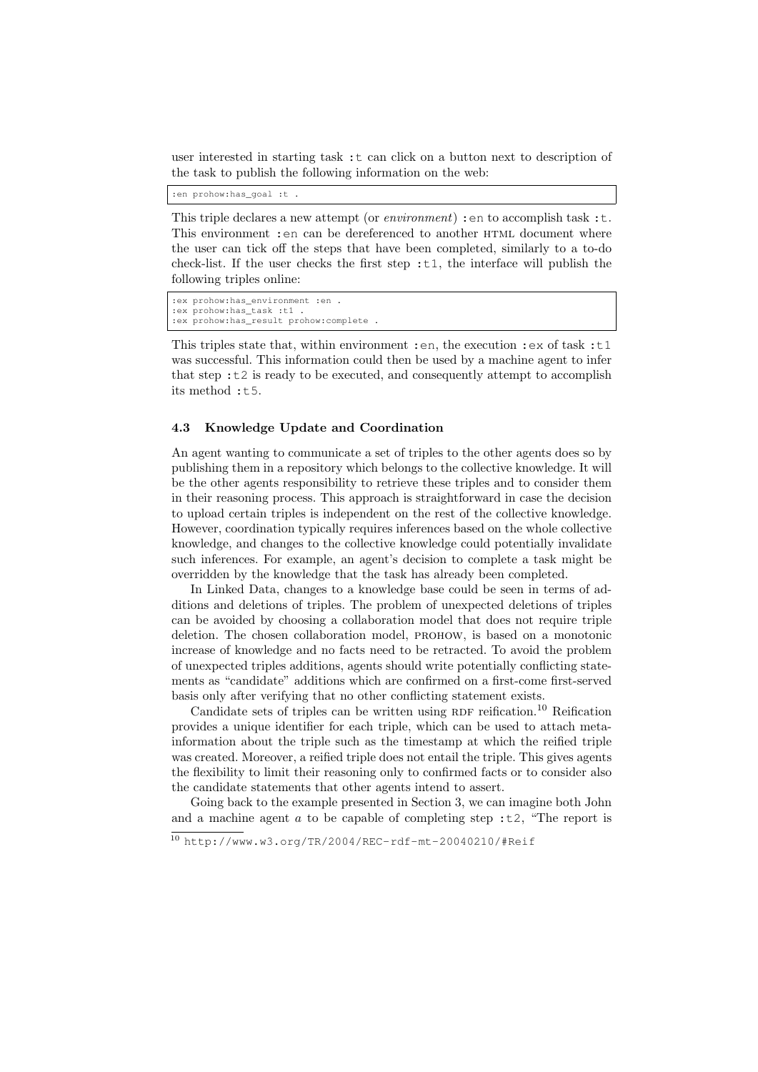user interested in starting task `:t` can click on a button next to description of the task to publish the following information on the web:

```
:en prohow:has_goal :t .
```

This triple declares a new attempt (or *environment*) `:en` to accomplish task `:t`. This environment `:en` can be dereferenced to another HTML document where the user can tick off the steps that have been completed, similarly to a to-do check-list. If the user checks the first step `:t1`, the interface will publish the following triples online:

```
:ex prohow:has_environment :en .
:ex prohow:has_task :t1 .
:ex prohow:has_result prohow:complete .
```

This triples state that, within environment `:en`, the execution `:ex` of task `:t1` was successful. This information could then be used by a machine agent to infer that step `:t2` is ready to be executed, and consequently attempt to accomplish its method `:t5`.

### 4.3 Knowledge Update and Coordination

An agent wanting to communicate a set of triples to the other agents does so by publishing them in a repository which belongs to the collective knowledge. It will be the other agents responsibility to retrieve these triples and to consider them in their reasoning process. This approach is straightforward in case the decision to upload certain triples is independent on the rest of the collective knowledge. However, coordination typically requires inferences based on the whole collective knowledge, and changes to the collective knowledge could potentially invalidate such inferences. For example, an agent's decision to complete a task might be overridden by the knowledge that the task has already been completed.

In Linked Data, changes to a knowledge base could be seen in terms of additions and deletions of triples. The problem of unexpected deletions of triples can be avoided by choosing a collaboration model that does not require triple deletion. The chosen collaboration model, PROHOW, is based on a monotonic increase of knowledge and no facts need to be retracted. To avoid the problem of unexpected triples additions, agents should write potentially conflicting statements as "candidate" additions which are confirmed on a first-come first-served basis only after verifying that no other conflicting statement exists.

Candidate sets of triples can be written using RDF reification.[10] Reification provides a unique identifier for each triple, which can be used to attach meta-information about the triple such as the timestamp at which the reified triple was created. Moreover, a reified triple does not entail the triple. This gives agents the flexibility to limit their reasoning only to confirmed facts or to consider also the candidate statements that other agents intend to assert.

Going back to the example presented in Section 3, we can imagine both John and a machine agent $a$ to be capable of completing step `:t2`, "The report is

[10] http://www.w3.org/TR/2004/REC-rdf-mt-20040210/#Reif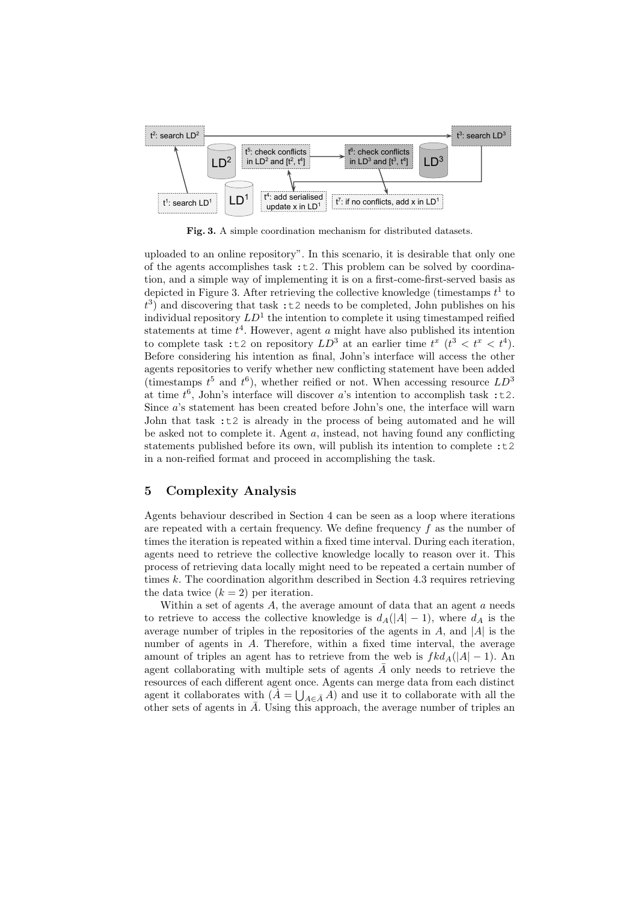**Fig. 3.** A simple coordination mechanism for distributed datasets.

uploaded to an online repository". In this scenario, it is desirable that only one of the agents accomplishes task `:t2`. This problem can be solved by coordination, and a simple way of implementing it is on a first-come-first-served basis as depicted in Figure 3. After retrieving the collective knowledge (timestamps $t^1$ to $t^3$) and discovering that task `:t2` needs to be completed, John publishes on his individual repository $LD^1$ the intention to complete it using timestamped reified statements at time $t^4$. However, agent $a$ might have also published its intention to complete task `:t2` on repository $LD^3$ at an earlier time $t^x$ ($t^3 < t^x < t^4$). Before considering his intention as final, John's interface will access the other agents repositories to verify whether new conflicting statement have been added (timestamps $t^5$ and $t^6$), whether reified or not. When accessing resource $LD^3$ at time $t^6$, John's interface will discover $a$'s intention to accomplish task `:t2`. Since $a$'s statement has been created before John's one, the interface will warn John that task `:t2` is already in the process of being automated and he will be asked not to complete it. Agent $a$, instead, not having found any conflicting statements published before its own, will publish its intention to complete `:t2` in a non-reified format and proceed in accomplishing the task.

## 5 Complexity Analysis

Agents behaviour described in Section 4 can be seen as a loop where iterations are repeated with a certain frequency. We define frequency $f$ as the number of times the iteration is repeated within a fixed time interval. During each iteration, agents need to retrieve the collective knowledge locally to reason over it. This process of retrieving data locally might need to be repeated a certain number of times $k$. The coordination algorithm described in Section 4.3 requires retrieving the data twice ($k = 2$) per iteration.

Within a set of agents $A$, the average amount of data that an agent $a$ needs to retrieve to access the collective knowledge is $d_A(|A| - 1)$, where $d_A$ is the average number of triples in the repositories of the agents in $A$, and $|A|$ is the number of agents in $A$. Therefore, within a fixed time interval, the average amount of triples an agent has to retrieve from the web is $fkd_A(|A| - 1)$. An agent collaborating with multiple sets of agents $\bar{A}$ only needs to retrieve the resources of each different agent once. Agents can merge data from each distinct agent it collaborates with ($\acute{A} = \bigcup_{A \in \bar{A}} A$) and use it to collaborate with all the other sets of agents in $\bar{A}$. Using this approach, the average number of triples an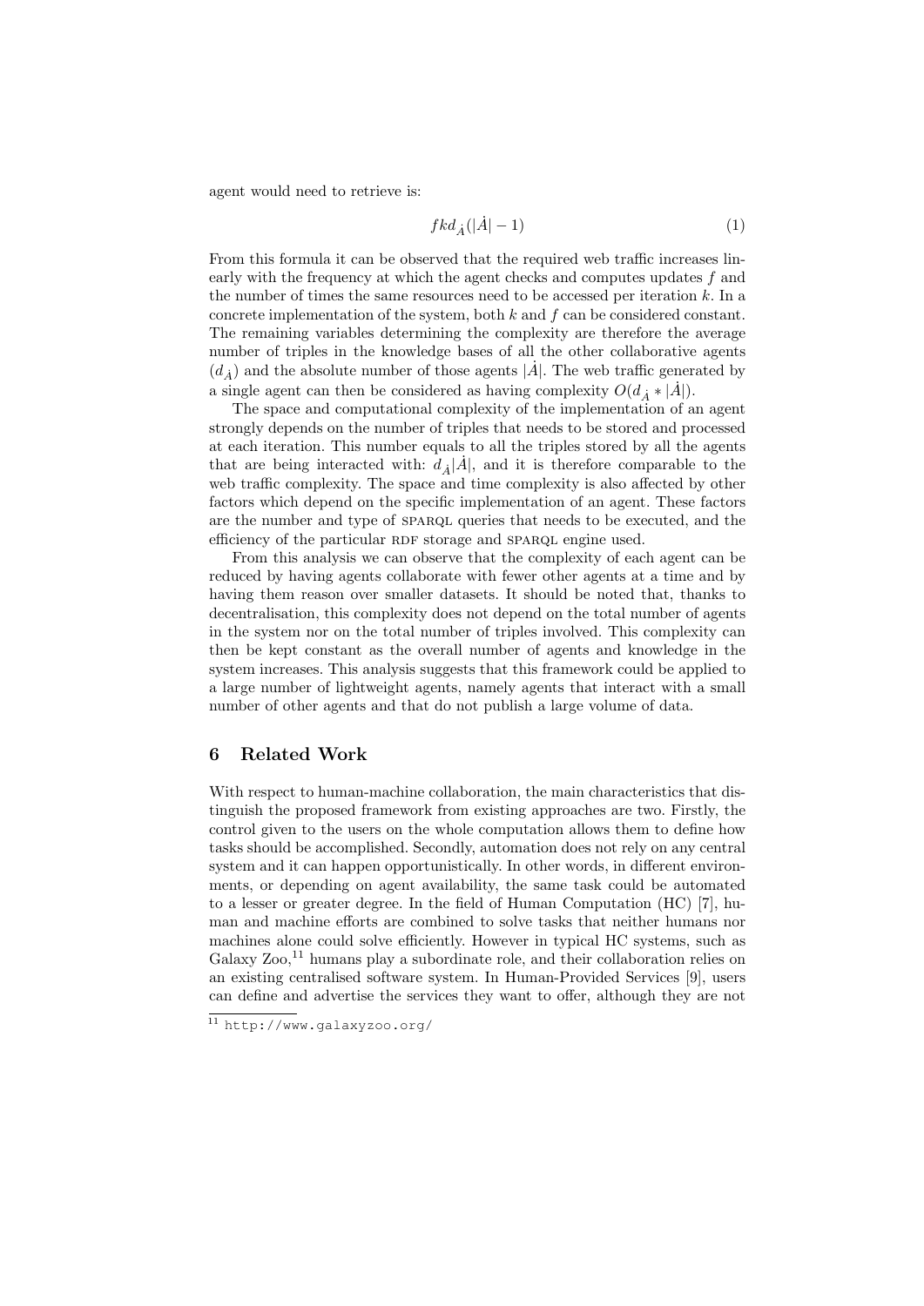agent would need to retrieve is:

$$fkd_{\dot{A}}(|\dot{A}| - 1) \tag{1}$$

From this formula it can be observed that the required web traffic increases linearly with the frequency at which the agent checks and computes updates $f$ and the number of times the same resources need to be accessed per iteration $k$. In a concrete implementation of the system, both $k$ and $f$ can be considered constant. The remaining variables determining the complexity are therefore the average number of triples in the knowledge bases of all the other collaborative agents ($d_{\dot{A}}$) and the absolute number of those agents $|\dot{A}|$. The web traffic generated by a single agent can then be considered as having complexity $O(d_{\dot{A}} * |\dot{A}|)$.

The space and computational complexity of the implementation of an agent strongly depends on the number of triples that needs to be stored and processed at each iteration. This number equals to all the triples stored by all the agents that are being interacted with: $d_{\dot{A}}|\dot{A}|$, and it is therefore comparable to the web traffic complexity. The space and time complexity is also affected by other factors which depend on the specific implementation of an agent. These factors are the number and type of SPARQL queries that needs to be executed, and the efficiency of the particular RDF storage and SPARQL engine used.

From this analysis we can observe that the complexity of each agent can be reduced by having agents collaborate with fewer other agents at a time and by having them reason over smaller datasets. It should be noted that, thanks to decentralisation, this complexity does not depend on the total number of agents in the system nor on the total number of triples involved. This complexity can then be kept constant as the overall number of agents and knowledge in the system increases. This analysis suggests that this framework could be applied to a large number of lightweight agents, namely agents that interact with a small number of other agents and that do not publish a large volume of data.

## 6 Related Work

With respect to human-machine collaboration, the main characteristics that distinguish the proposed framework from existing approaches are two. Firstly, the control given to the users on the whole computation allows them to define how tasks should be accomplished. Secondly, automation does not rely on any central system and it can happen opportunistically. In other words, in different environments, or depending on agent availability, the same task could be automated to a lesser or greater degree. In the field of Human Computation (HC) [7], human and machine efforts are combined to solve tasks that neither humans nor machines alone could solve efficiently. However in typical HC systems, such as Galaxy Zoo,[11] humans play a subordinate role, and their collaboration relies on an existing centralised software system. In Human-Provided Services [9], users can define and advertise the services they want to offer, although they are not

[11] http://www.galaxyzoo.org/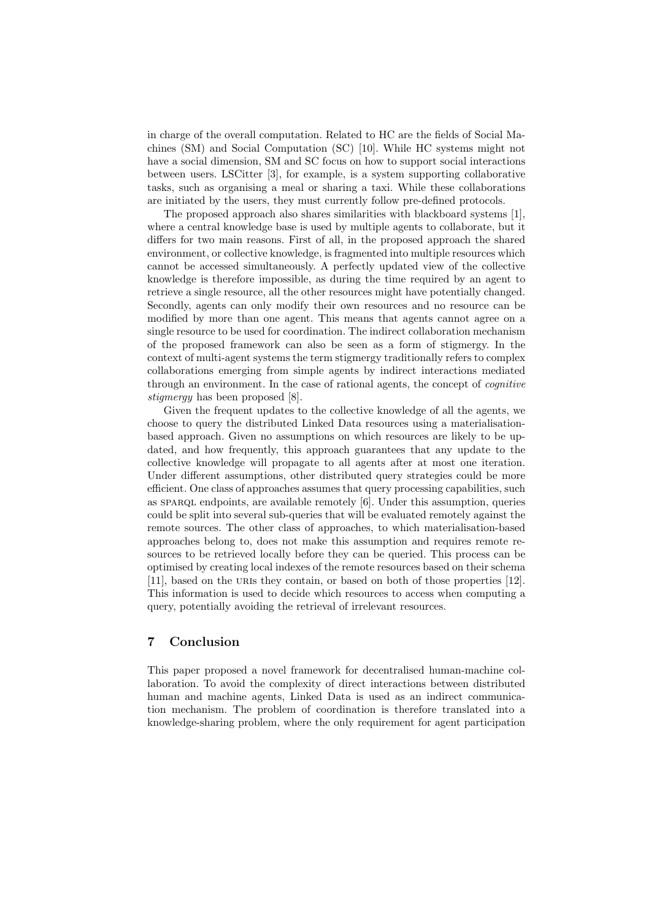in charge of the overall computation. Related to HC are the fields of Social Machines (SM) and Social Computation (SC) [10]. While HC systems might not have a social dimension, SM and SC focus on how to support social interactions between users. LSCitter [3], for example, is a system supporting collaborative tasks, such as organising a meal or sharing a taxi. While these collaborations are initiated by the users, they must currently follow pre-defined protocols.

The proposed approach also shares similarities with blackboard systems [1], where a central knowledge base is used by multiple agents to collaborate, but it differs for two main reasons. First of all, in the proposed approach the shared environment, or collective knowledge, is fragmented into multiple resources which cannot be accessed simultaneously. A perfectly updated view of the collective knowledge is therefore impossible, as during the time required by an agent to retrieve a single resource, all the other resources might have potentially changed. Secondly, agents can only modify their own resources and no resource can be modified by more than one agent. This means that agents cannot agree on a single resource to be used for coordination. The indirect collaboration mechanism of the proposed framework can also be seen as a form of stigmergy. In the context of multi-agent systems the term stigmergy traditionally refers to complex collaborations emerging from simple agents by indirect interactions mediated through an environment. In the case of rational agents, the concept of *cognitive stigmergy* has been proposed [8].

Given the frequent updates to the collective knowledge of all the agents, we choose to query the distributed Linked Data resources using a materialisation-based approach. Given no assumptions on which resources are likely to be updated, and how frequently, this approach guarantees that any update to the collective knowledge will propagate to all agents after at most one iteration. Under different assumptions, other distributed query strategies could be more efficient. One class of approaches assumes that query processing capabilities, such as SPARQL endpoints, are available remotely [6]. Under this assumption, queries could be split into several sub-queries that will be evaluated remotely against the remote sources. The other class of approaches, to which materialisation-based approaches belong to, does not make this assumption and requires remote resources to be retrieved locally before they can be queried. This process can be optimised by creating local indexes of the remote resources based on their schema [11], based on the URIs they contain, or based on both of those properties [12]. This information is used to decide which resources to access when computing a query, potentially avoiding the retrieval of irrelevant resources.

## 7 Conclusion

This paper proposed a novel framework for decentralised human-machine collaboration. To avoid the complexity of direct interactions between distributed human and machine agents, Linked Data is used as an indirect communication mechanism. The problem of coordination is therefore translated into a knowledge-sharing problem, where the only requirement for agent participation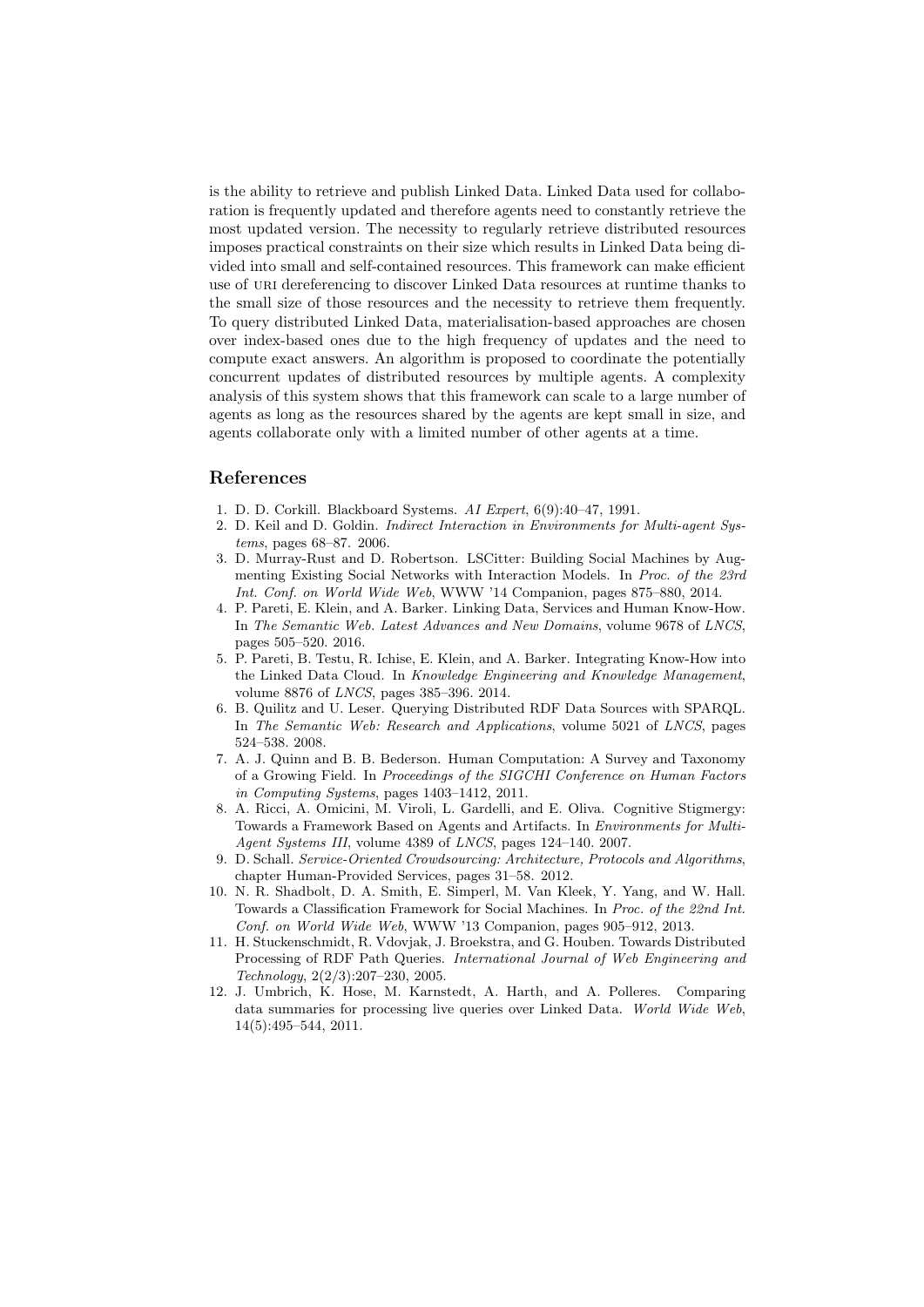is the ability to retrieve and publish Linked Data. Linked Data used for collaboration is frequently updated and therefore agents need to constantly retrieve the most updated version. The necessity to regularly retrieve distributed resources imposes practical constraints on their size which results in Linked Data being divided into small and self-contained resources. This framework can make efficient use of URI dereferencing to discover Linked Data resources at runtime thanks to the small size of those resources and the necessity to retrieve them frequently. To query distributed Linked Data, materialisation-based approaches are chosen over index-based ones due to the high frequency of updates and the need to compute exact answers. An algorithm is proposed to coordinate the potentially concurrent updates of distributed resources by multiple agents. A complexity analysis of this system shows that this framework can scale to a large number of agents as long as the resources shared by the agents are kept small in size, and agents collaborate only with a limited number of other agents at a time.

## References

1. D. D. Corkill. Blackboard Systems. *AI Expert*, 6(9):40–47, 1991.
2. D. Keil and D. Goldin. *Indirect Interaction in Environments for Multi-agent Systems*, pages 68–87. 2006.
3. D. Murray-Rust and D. Robertson. LSCitter: Building Social Machines by Augmenting Existing Social Networks with Interaction Models. In *Proc. of the 23rd Int. Conf. on World Wide Web*, WWW '14 Companion, pages 875–880, 2014.
4. P. Pareti, E. Klein, and A. Barker. Linking Data, Services and Human Know-How. In *The Semantic Web. Latest Advances and New Domains*, volume 9678 of *LNCS*, pages 505–520. 2016.
5. P. Pareti, B. Testu, R. Ichise, E. Klein, and A. Barker. Integrating Know-How into the Linked Data Cloud. In *Knowledge Engineering and Knowledge Management*, volume 8876 of *LNCS*, pages 385–396. 2014.
6. B. Quilitz and U. Leser. Querying Distributed RDF Data Sources with SPARQL. In *The Semantic Web: Research and Applications*, volume 5021 of *LNCS*, pages 524–538. 2008.
7. A. J. Quinn and B. B. Bederson. Human Computation: A Survey and Taxonomy of a Growing Field. In *Proceedings of the SIGCHI Conference on Human Factors in Computing Systems*, pages 1403–1412, 2011.
8. A. Ricci, A. Omicini, M. Viroli, L. Gardelli, and E. Oliva. Cognitive Stigmergy: Towards a Framework Based on Agents and Artifacts. In *Environments for Multi-Agent Systems III*, volume 4389 of *LNCS*, pages 124–140. 2007.
9. D. Schall. *Service-Oriented Crowdsourcing: Architecture, Protocols and Algorithms*, chapter Human-Provided Services, pages 31–58. 2012.
10. N. R. Shadbolt, D. A. Smith, E. Simperl, M. Van Kleek, Y. Yang, and W. Hall. Towards a Classification Framework for Social Machines. In *Proc. of the 22nd Int. Conf. on World Wide Web*, WWW '13 Companion, pages 905–912, 2013.
11. H. Stuckenschmidt, R. Vdovjak, J. Broekstra, and G. Houben. Towards Distributed Processing of RDF Path Queries. *International Journal of Web Engineering and Technology*, 2(2/3):207–230, 2005.
12. J. Umbrich, K. Hose, M. Karnstedt, A. Harth, and A. Polleres. Comparing data summaries for processing live queries over Linked Data. *World Wide Web*, 14(5):495–544, 2011.